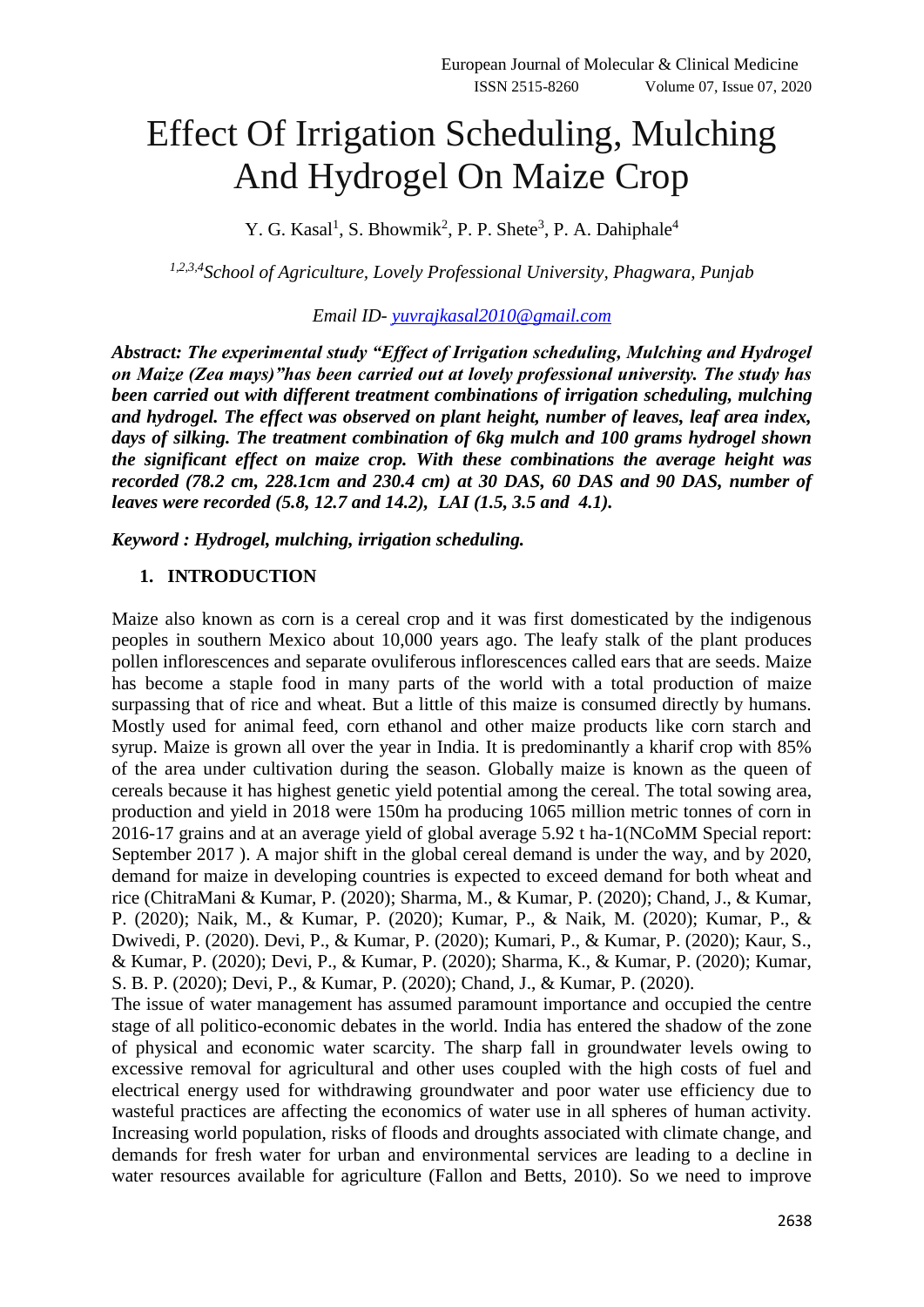# Effect Of Irrigation Scheduling, Mulching And Hydrogel On Maize Crop

Y. G. Kasal[1], S. Bhowmik[2], P. P. Shete[3], P. A. Dahiphale[4]

*[1,2,3,4]School of Agriculture, Lovely Professional University, Phagwara, Punjab*

*Email ID- yuvrajkasal2010@gmail.com*

***Abstract: The experimental study "Effect of Irrigation scheduling, Mulching and Hydrogel on Maize (Zea mays)"has been carried out at lovely professional university. The study has been carried out with different treatment combinations of irrigation scheduling, mulching and hydrogel. The effect was observed on plant height, number of leaves, leaf area index, days of silking. The treatment combination of 6kg mulch and 100 grams hydrogel shown the significant effect on maize crop. With these combinations the average height was recorded (78.2 cm, 228.1cm and 230.4 cm) at 30 DAS, 60 DAS and 90 DAS, number of leaves were recorded (5.8, 12.7 and 14.2), LAI (1.5, 3.5 and 4.1).***

***Keyword : Hydrogel, mulching, irrigation scheduling.***

## 1. INTRODUCTION

Maize also known as corn is a cereal crop and it was first domesticated by the indigenous peoples in southern Mexico about 10,000 years ago. The leafy stalk of the plant produces pollen inflorescences and separate ovuliferous inflorescences called ears that are seeds. Maize has become a staple food in many parts of the world with a total production of maize surpassing that of rice and wheat. But a little of this maize is consumed directly by humans. Mostly used for animal feed, corn ethanol and other maize products like corn starch and syrup. Maize is grown all over the year in India. It is predominantly a kharif crop with 85% of the area under cultivation during the season. Globally maize is known as the queen of cereals because it has highest genetic yield potential among the cereal. The total sowing area, production and yield in 2018 were 150m ha producing 1065 million metric tonnes of corn in 2016-17 grains and at an average yield of global average 5.92 t ha-1(NCoMM Special report: September 2017 ). A major shift in the global cereal demand is under the way, and by 2020, demand for maize in developing countries is expected to exceed demand for both wheat and rice (ChitraMani & Kumar, P. (2020); Sharma, M., & Kumar, P. (2020); Chand, J., & Kumar, P. (2020); Naik, M., & Kumar, P. (2020); Kumar, P., & Naik, M. (2020); Kumar, P., & Dwivedi, P. (2020). Devi, P., & Kumar, P. (2020); Kumari, P., & Kumar, P. (2020); Kaur, S., & Kumar, P. (2020); Devi, P., & Kumar, P. (2020); Sharma, K., & Kumar, P. (2020); Kumar, S. B. P. (2020); Devi, P., & Kumar, P. (2020); Chand, J., & Kumar, P. (2020).

The issue of water management has assumed paramount importance and occupied the centre stage of all politico-economic debates in the world. India has entered the shadow of the zone of physical and economic water scarcity. The sharp fall in groundwater levels owing to excessive removal for agricultural and other uses coupled with the high costs of fuel and electrical energy used for withdrawing groundwater and poor water use efficiency due to wasteful practices are affecting the economics of water use in all spheres of human activity. Increasing world population, risks of floods and droughts associated with climate change, and demands for fresh water for urban and environmental services are leading to a decline in water resources available for agriculture (Fallon and Betts, 2010). So we need to improve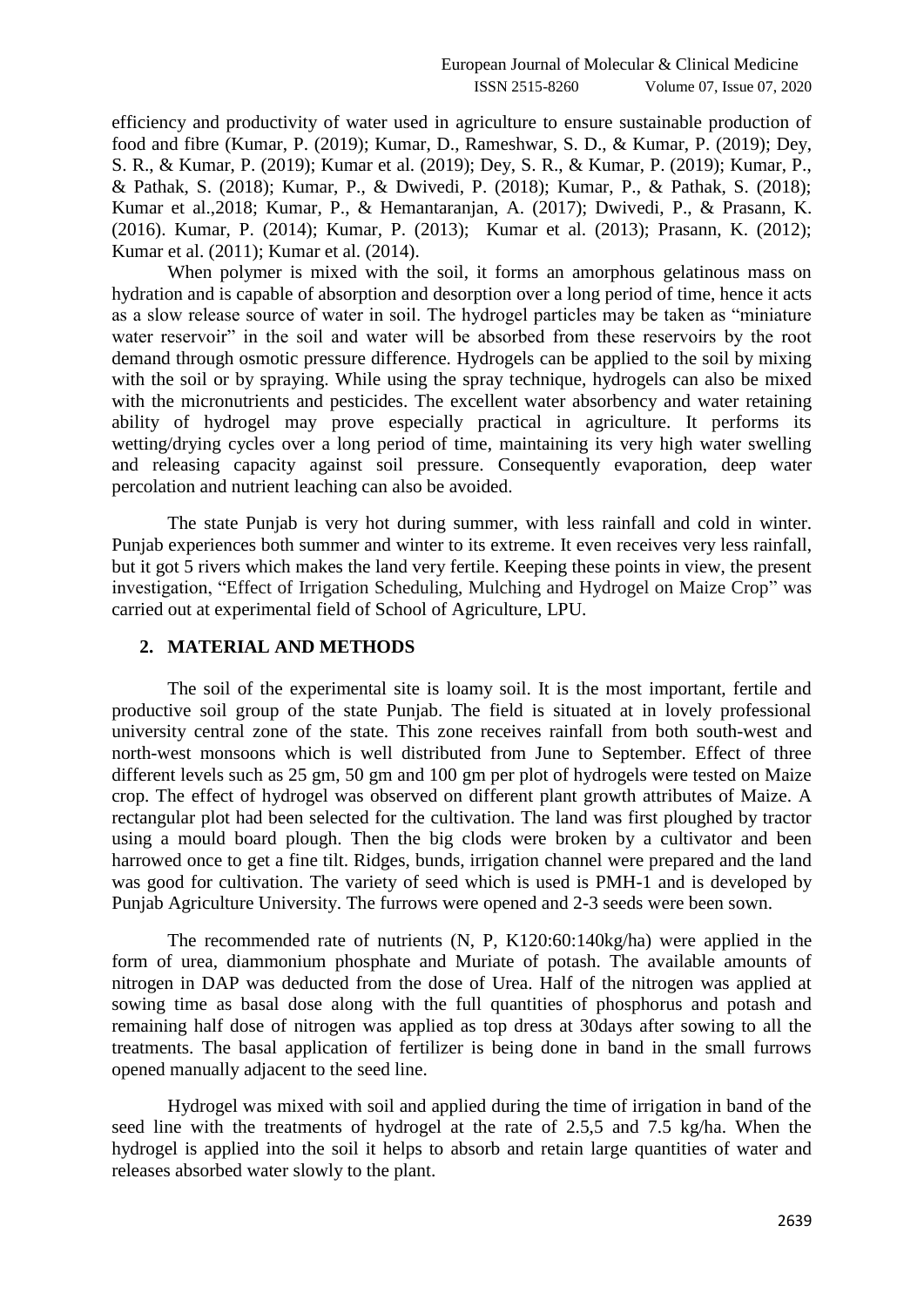efficiency and productivity of water used in agriculture to ensure sustainable production of food and fibre (Kumar, P. (2019); Kumar, D., Rameshwar, S. D., & Kumar, P. (2019); Dey, S. R., & Kumar, P. (2019); Kumar et al. (2019); Dey, S. R., & Kumar, P. (2019); Kumar, P., & Pathak, S. (2018); Kumar, P., & Dwivedi, P. (2018); Kumar, P., & Pathak, S. (2018); Kumar et al.,2018; Kumar, P., & Hemantaranjan, A. (2017); Dwivedi, P., & Prasann, K. (2016). Kumar, P. (2014); Kumar, P. (2013); Kumar et al. (2013); Prasann, K. (2012); Kumar et al. (2011); Kumar et al. (2014).

When polymer is mixed with the soil, it forms an amorphous gelatinous mass on hydration and is capable of absorption and desorption over a long period of time, hence it acts as a slow release source of water in soil. The hydrogel particles may be taken as "miniature water reservoir" in the soil and water will be absorbed from these reservoirs by the root demand through osmotic pressure difference. Hydrogels can be applied to the soil by mixing with the soil or by spraying. While using the spray technique, hydrogels can also be mixed with the micronutrients and pesticides. The excellent water absorbency and water retaining ability of hydrogel may prove especially practical in agriculture. It performs its wetting/drying cycles over a long period of time, maintaining its very high water swelling and releasing capacity against soil pressure. Consequently evaporation, deep water percolation and nutrient leaching can also be avoided.

The state Punjab is very hot during summer, with less rainfall and cold in winter. Punjab experiences both summer and winter to its extreme. It even receives very less rainfall, but it got 5 rivers which makes the land very fertile. Keeping these points in view, the present investigation, "Effect of Irrigation Scheduling, Mulching and Hydrogel on Maize Crop" was carried out at experimental field of School of Agriculture, LPU.

## 2. MATERIAL AND METHODS

The soil of the experimental site is loamy soil. It is the most important, fertile and productive soil group of the state Punjab. The field is situated at in lovely professional university central zone of the state. This zone receives rainfall from both south-west and north-west monsoons which is well distributed from June to September. Effect of three different levels such as 25 gm, 50 gm and 100 gm per plot of hydrogels were tested on Maize crop. The effect of hydrogel was observed on different plant growth attributes of Maize. A rectangular plot had been selected for the cultivation. The land was first ploughed by tractor using a mould board plough. Then the big clods were broken by a cultivator and been harrowed once to get a fine tilt. Ridges, bunds, irrigation channel were prepared and the land was good for cultivation. The variety of seed which is used is PMH-1 and is developed by Punjab Agriculture University. The furrows were opened and 2-3 seeds were been sown.

The recommended rate of nutrients (N, P, K120:60:140kg/ha) were applied in the form of urea, diammonium phosphate and Muriate of potash. The available amounts of nitrogen in DAP was deducted from the dose of Urea. Half of the nitrogen was applied at sowing time as basal dose along with the full quantities of phosphorus and potash and remaining half dose of nitrogen was applied as top dress at 30days after sowing to all the treatments. The basal application of fertilizer is being done in band in the small furrows opened manually adjacent to the seed line.

Hydrogel was mixed with soil and applied during the time of irrigation in band of the seed line with the treatments of hydrogel at the rate of 2.5,5 and 7.5 kg/ha. When the hydrogel is applied into the soil it helps to absorb and retain large quantities of water and releases absorbed water slowly to the plant.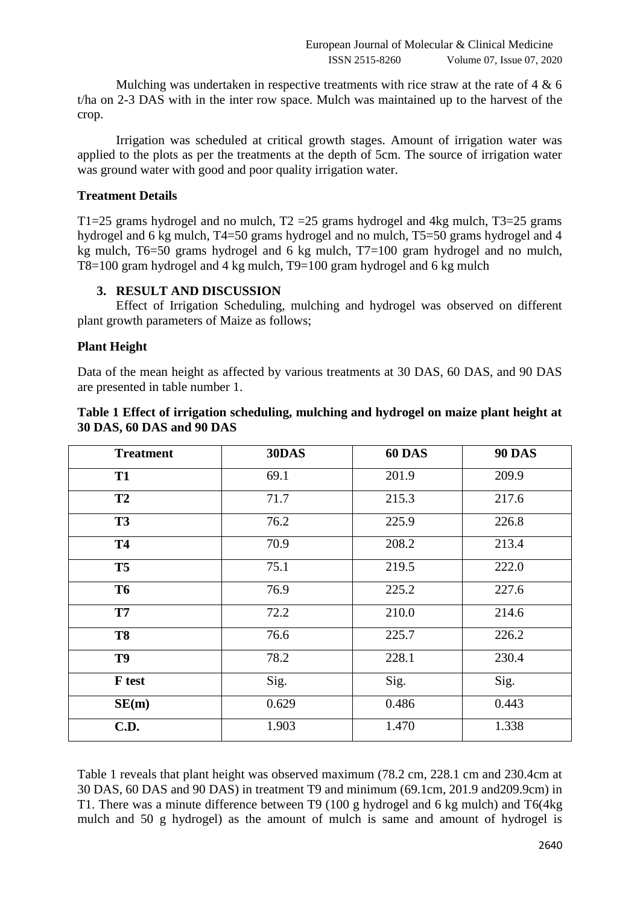Mulching was undertaken in respective treatments with rice straw at the rate of 4 & 6 t/ha on 2-3 DAS with in the inter row space. Mulch was maintained up to the harvest of the crop.

Irrigation was scheduled at critical growth stages. Amount of irrigation water was applied to the plots as per the treatments at the depth of 5cm. The source of irrigation water was ground water with good and poor quality irrigation water.

**Treatment Details**

T1=25 grams hydrogel and no mulch, T2 =25 grams hydrogel and 4kg mulch, T3=25 grams hydrogel and 6 kg mulch, T4=50 grams hydrogel and no mulch, T5=50 grams hydrogel and 4 kg mulch, T6=50 grams hydrogel and 6 kg mulch, T7=100 gram hydrogel and no mulch, T8=100 gram hydrogel and 4 kg mulch, T9=100 gram hydrogel and 6 kg mulch

## 3. RESULT AND DISCUSSION

Effect of Irrigation Scheduling, mulching and hydrogel was observed on different plant growth parameters of Maize as follows;

**Plant Height**

Data of the mean height as affected by various treatments at 30 DAS, 60 DAS, and 90 DAS are presented in table number 1.

**Table 1 Effect of irrigation scheduling, mulching and hydrogel on maize plant height at 30 DAS, 60 DAS and 90 DAS**

| Treatment | 30DAS | 60 DAS | 90 DAS |
|---|---|---|---|
| T1 | 69.1 | 201.9 | 209.9 |
| T2 | 71.7 | 215.3 | 217.6 |
| T3 | 76.2 | 225.9 | 226.8 |
| T4 | 70.9 | 208.2 | 213.4 |
| T5 | 75.1 | 219.5 | 222.0 |
| T6 | 76.9 | 225.2 | 227.6 |
| T7 | 72.2 | 210.0 | 214.6 |
| T8 | 76.6 | 225.7 | 226.2 |
| T9 | 78.2 | 228.1 | 230.4 |
| F test | Sig. | Sig. | Sig. |
| SE(m) | 0.629 | 0.486 | 0.443 |
| C.D. | 1.903 | 1.470 | 1.338 |

Table 1 reveals that plant height was observed maximum (78.2 cm, 228.1 cm and 230.4cm at 30 DAS, 60 DAS and 90 DAS) in treatment T9 and minimum (69.1cm, 201.9 and209.9cm) in T1. There was a minute difference between T9 (100 g hydrogel and 6 kg mulch) and T6(4kg mulch and 50 g hydrogel) as the amount of mulch is same and amount of hydrogel is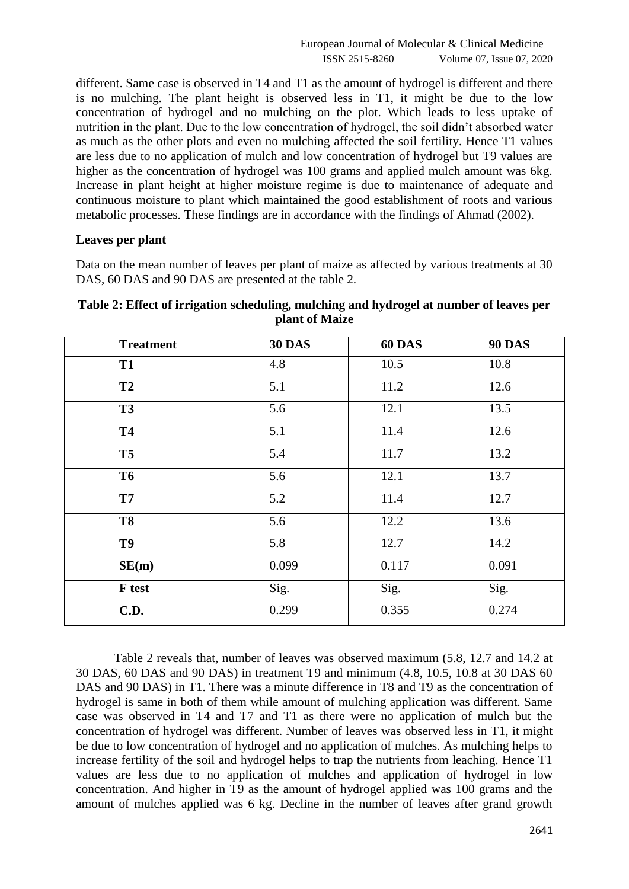different. Same case is observed in T4 and T1 as the amount of hydrogel is different and there is no mulching. The plant height is observed less in T1, it might be due to the low concentration of hydrogel and no mulching on the plot. Which leads to less uptake of nutrition in the plant. Due to the low concentration of hydrogel, the soil didn't absorbed water as much as the other plots and even no mulching affected the soil fertility. Hence T1 values are less due to no application of mulch and low concentration of hydrogel but T9 values are higher as the concentration of hydrogel was 100 grams and applied mulch amount was 6kg. Increase in plant height at higher moisture regime is due to maintenance of adequate and continuous moisture to plant which maintained the good establishment of roots and various metabolic processes. These findings are in accordance with the findings of Ahmad (2002).

**Leaves per plant**

Data on the mean number of leaves per plant of maize as affected by various treatments at 30 DAS, 60 DAS and 90 DAS are presented at the table 2.

**Table 2: Effect of irrigation scheduling, mulching and hydrogel at number of leaves per plant of Maize**

| Treatment | 30 DAS | 60 DAS | 90 DAS |
|---|---|---|---|
| **T1** | 4.8 | 10.5 | 10.8 |
| **T2** | 5.1 | 11.2 | 12.6 |
| **T3** | 5.6 | 12.1 | 13.5 |
| **T4** | 5.1 | 11.4 | 12.6 |
| **T5** | 5.4 | 11.7 | 13.2 |
| **T6** | 5.6 | 12.1 | 13.7 |
| **T7** | 5.2 | 11.4 | 12.7 |
| **T8** | 5.6 | 12.2 | 13.6 |
| **T9** | 5.8 | 12.7 | 14.2 |
| **SE(m)** | 0.099 | 0.117 | 0.091 |
| **F test** | Sig. | Sig. | Sig. |
| **C.D.** | 0.299 | 0.355 | 0.274 |

Table 2 reveals that, number of leaves was observed maximum (5.8, 12.7 and 14.2 at 30 DAS, 60 DAS and 90 DAS) in treatment T9 and minimum (4.8, 10.5, 10.8 at 30 DAS 60 DAS and 90 DAS) in T1. There was a minute difference in T8 and T9 as the concentration of hydrogel is same in both of them while amount of mulching application was different. Same case was observed in T4 and T7 and T1 as there were no application of mulch but the concentration of hydrogel was different. Number of leaves was observed less in T1, it might be due to low concentration of hydrogel and no application of mulches. As mulching helps to increase fertility of the soil and hydrogel helps to trap the nutrients from leaching. Hence T1 values are less due to no application of mulches and application of hydrogel in low concentration. And higher in T9 as the amount of hydrogel applied was 100 grams and the amount of mulches applied was 6 kg. Decline in the number of leaves after grand growth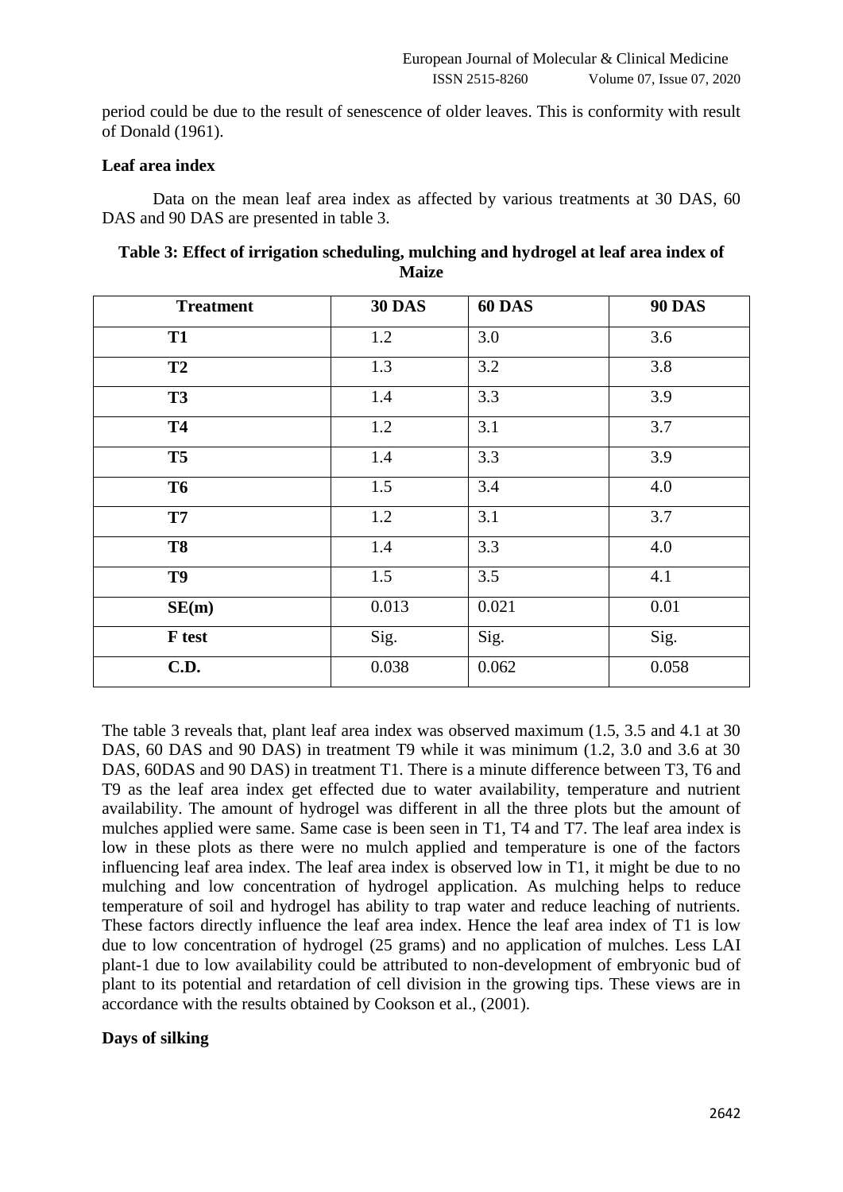period could be due to the result of senescence of older leaves. This is conformity with result of Donald (1961).

**Leaf area index**

Data on the mean leaf area index as affected by various treatments at 30 DAS, 60 DAS and 90 DAS are presented in table 3.

**Table 3: Effect of irrigation scheduling, mulching and hydrogel at leaf area index of Maize**

| Treatment | 30 DAS | 60 DAS | 90 DAS |
|---|---|---|---|
| **T1** | 1.2 | 3.0 | 3.6 |
| **T2** | 1.3 | 3.2 | 3.8 |
| **T3** | 1.4 | 3.3 | 3.9 |
| **T4** | 1.2 | 3.1 | 3.7 |
| **T5** | 1.4 | 3.3 | 3.9 |
| **T6** | 1.5 | 3.4 | 4.0 |
| **T7** | 1.2 | 3.1 | 3.7 |
| **T8** | 1.4 | 3.3 | 4.0 |
| **T9** | 1.5 | 3.5 | 4.1 |
| **SE(m)** | 0.013 | 0.021 | 0.01 |
| **F test** | Sig. | Sig. | Sig. |
| **C.D.** | 0.038 | 0.062 | 0.058 |

The table 3 reveals that, plant leaf area index was observed maximum (1.5, 3.5 and 4.1 at 30 DAS, 60 DAS and 90 DAS) in treatment T9 while it was minimum (1.2, 3.0 and 3.6 at 30 DAS, 60DAS and 90 DAS) in treatment T1. There is a minute difference between T3, T6 and T9 as the leaf area index get effected due to water availability, temperature and nutrient availability. The amount of hydrogel was different in all the three plots but the amount of mulches applied were same. Same case is been seen in T1, T4 and T7. The leaf area index is low in these plots as there were no mulch applied and temperature is one of the factors influencing leaf area index. The leaf area index is observed low in T1, it might be due to no mulching and low concentration of hydrogel application. As mulching helps to reduce temperature of soil and hydrogel has ability to trap water and reduce leaching of nutrients. These factors directly influence the leaf area index. Hence the leaf area index of T1 is low due to low concentration of hydrogel (25 grams) and no application of mulches. Less LAI plant-1 due to low availability could be attributed to non-development of embryonic bud of plant to its potential and retardation of cell division in the growing tips. These views are in accordance with the results obtained by Cookson et al., (2001).

**Days of silking**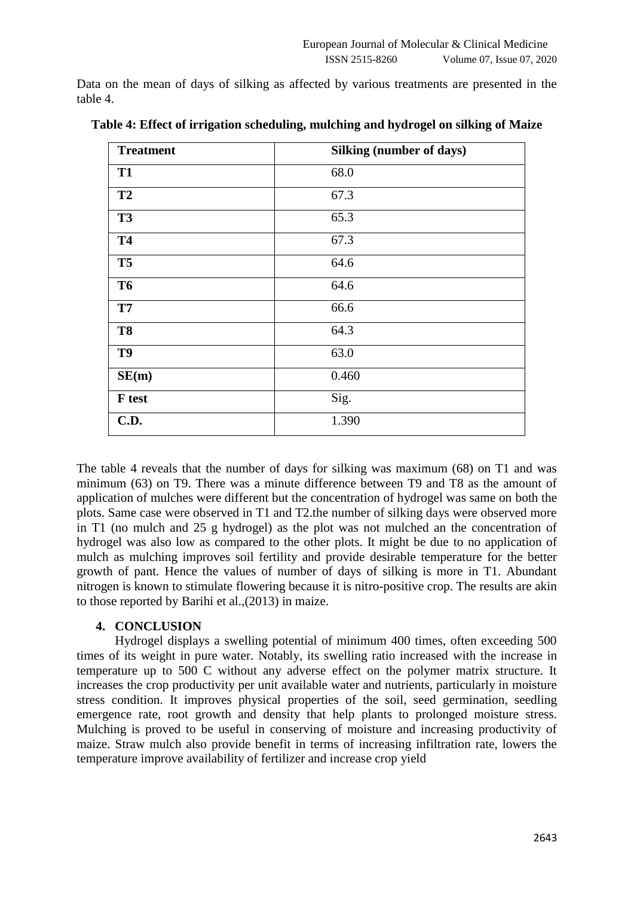Data on the mean of days of silking as affected by various treatments are presented in the table 4.

**Table 4: Effect of irrigation scheduling, mulching and hydrogel on silking of Maize**

| Treatment | Silking (number of days) |
|---|---|
| **T1** | 68.0 |
| **T2** | 67.3 |
| **T3** | 65.3 |
| **T4** | 67.3 |
| **T5** | 64.6 |
| **T6** | 64.6 |
| **T7** | 66.6 |
| **T8** | 64.3 |
| **T9** | 63.0 |
| **SE(m)** | 0.460 |
| **F test** | Sig. |
| **C.D.** | 1.390 |

The table 4 reveals that the number of days for silking was maximum (68) on T1 and was minimum (63) on T9. There was a minute difference between T9 and T8 as the amount of application of mulches were different but the concentration of hydrogel was same on both the plots. Same case were observed in T1 and T2.the number of silking days were observed more in T1 (no mulch and 25 g hydrogel) as the plot was not mulched an the concentration of hydrogel was also low as compared to the other plots. It might be due to no application of mulch as mulching improves soil fertility and provide desirable temperature for the better growth of pant. Hence the values of number of days of silking is more in T1. Abundant nitrogen is known to stimulate flowering because it is nitro-positive crop. The results are akin to those reported by Barihi et al.,(2013) in maize.

## 4. CONCLUSION

Hydrogel displays a swelling potential of minimum 400 times, often exceeding 500 times of its weight in pure water. Notably, its swelling ratio increased with the increase in temperature up to 500 C without any adverse effect on the polymer matrix structure. It increases the crop productivity per unit available water and nutrients, particularly in moisture stress condition. It improves physical properties of the soil, seed germination, seedling emergence rate, root growth and density that help plants to prolonged moisture stress. Mulching is proved to be useful in conserving of moisture and increasing productivity of maize. Straw mulch also provide benefit in terms of increasing infiltration rate, lowers the temperature improve availability of fertilizer and increase crop yield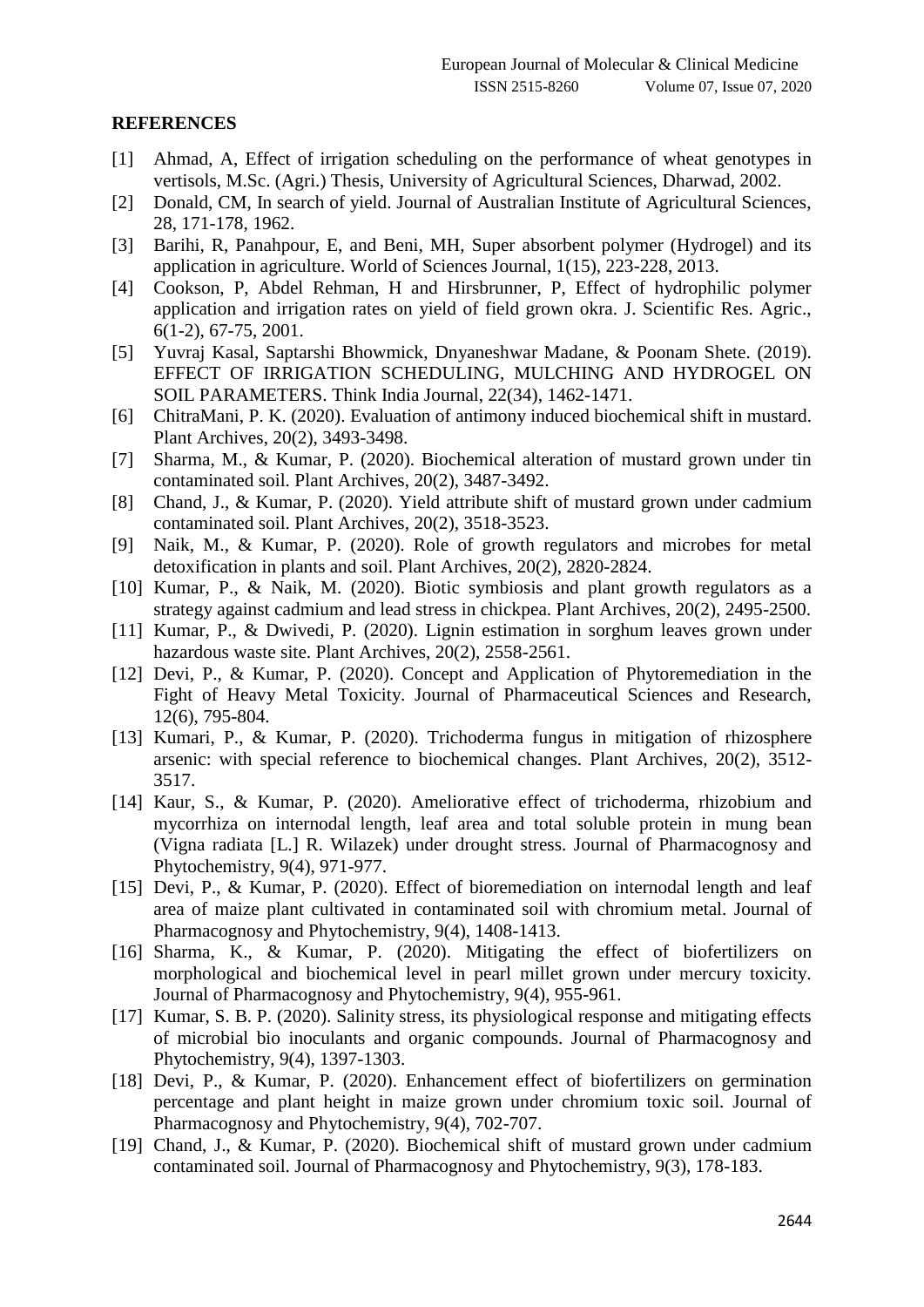## REFERENCES

[1] Ahmad, A, Effect of irrigation scheduling on the performance of wheat genotypes in vertisols, M.Sc. (Agri.) Thesis, University of Agricultural Sciences, Dharwad, 2002.

[2] Donald, CM, In search of yield. Journal of Australian Institute of Agricultural Sciences, 28, 171-178, 1962.

[3] Barihi, R, Panahpour, E, and Beni, MH, Super absorbent polymer (Hydrogel) and its application in agriculture. World of Sciences Journal, 1(15), 223-228, 2013.

[4] Cookson, P, Abdel Rehman, H and Hirsbrunner, P, Effect of hydrophilic polymer application and irrigation rates on yield of field grown okra. J. Scientific Res. Agric., 6(1-2), 67-75, 2001.

[5] Yuvraj Kasal, Saptarshi Bhowmick, Dnyaneshwar Madane, & Poonam Shete. (2019). EFFECT OF IRRIGATION SCHEDULING, MULCHING AND HYDROGEL ON SOIL PARAMETERS. Think India Journal, 22(34), 1462-1471.

[6] ChitraMani, P. K. (2020). Evaluation of antimony induced biochemical shift in mustard. Plant Archives, 20(2), 3493-3498.

[7] Sharma, M., & Kumar, P. (2020). Biochemical alteration of mustard grown under tin contaminated soil. Plant Archives, 20(2), 3487-3492.

[8] Chand, J., & Kumar, P. (2020). Yield attribute shift of mustard grown under cadmium contaminated soil. Plant Archives, 20(2), 3518-3523.

[9] Naik, M., & Kumar, P. (2020). Role of growth regulators and microbes for metal detoxification in plants and soil. Plant Archives, 20(2), 2820-2824.

[10] Kumar, P., & Naik, M. (2020). Biotic symbiosis and plant growth regulators as a strategy against cadmium and lead stress in chickpea. Plant Archives, 20(2), 2495-2500.

[11] Kumar, P., & Dwivedi, P. (2020). Lignin estimation in sorghum leaves grown under hazardous waste site. Plant Archives, 20(2), 2558-2561.

[12] Devi, P., & Kumar, P. (2020). Concept and Application of Phytoremediation in the Fight of Heavy Metal Toxicity. Journal of Pharmaceutical Sciences and Research, 12(6), 795-804.

[13] Kumari, P., & Kumar, P. (2020). Trichoderma fungus in mitigation of rhizosphere arsenic: with special reference to biochemical changes. Plant Archives, 20(2), 3512-3517.

[14] Kaur, S., & Kumar, P. (2020). Ameliorative effect of trichoderma, rhizobium and mycorrhiza on internodal length, leaf area and total soluble protein in mung bean (Vigna radiata [L.] R. Wilazek) under drought stress. Journal of Pharmacognosy and Phytochemistry, 9(4), 971-977.

[15] Devi, P., & Kumar, P. (2020). Effect of bioremediation on internodal length and leaf area of maize plant cultivated in contaminated soil with chromium metal. Journal of Pharmacognosy and Phytochemistry, 9(4), 1408-1413.

[16] Sharma, K., & Kumar, P. (2020). Mitigating the effect of biofertilizers on morphological and biochemical level in pearl millet grown under mercury toxicity. Journal of Pharmacognosy and Phytochemistry, 9(4), 955-961.

[17] Kumar, S. B. P. (2020). Salinity stress, its physiological response and mitigating effects of microbial bio inoculants and organic compounds. Journal of Pharmacognosy and Phytochemistry, 9(4), 1397-1303.

[18] Devi, P., & Kumar, P. (2020). Enhancement effect of biofertilizers on germination percentage and plant height in maize grown under chromium toxic soil. Journal of Pharmacognosy and Phytochemistry, 9(4), 702-707.

[19] Chand, J., & Kumar, P. (2020). Biochemical shift of mustard grown under cadmium contaminated soil. Journal of Pharmacognosy and Phytochemistry, 9(3), 178-183.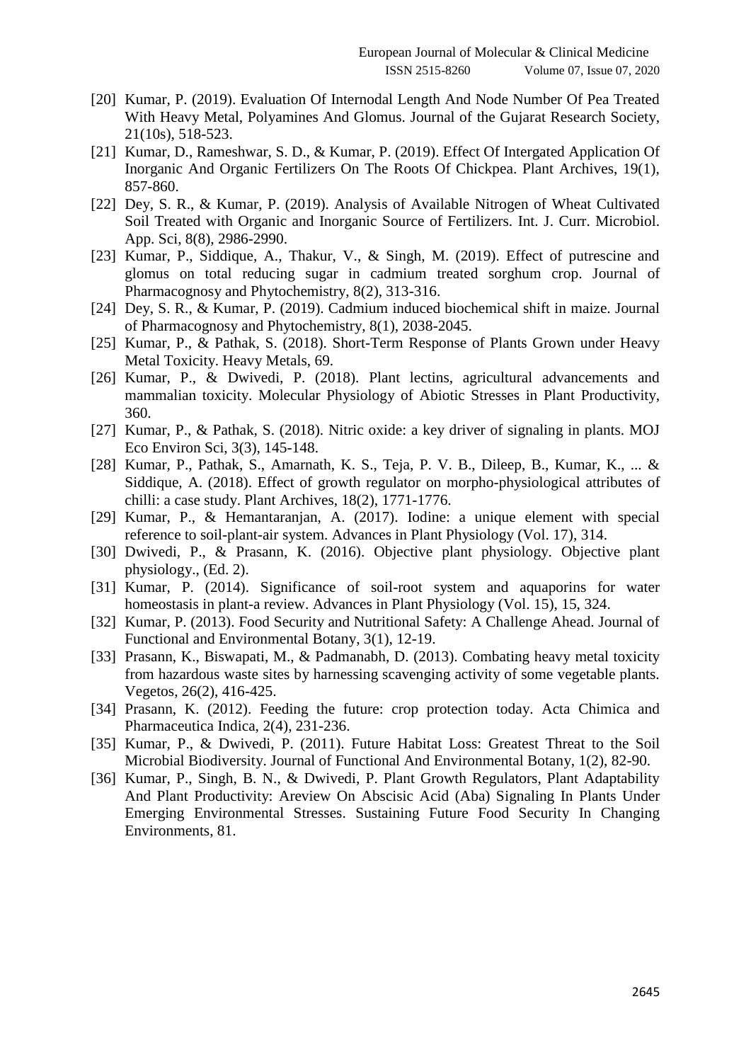[20] Kumar, P. (2019). Evaluation Of Internodal Length And Node Number Of Pea Treated With Heavy Metal, Polyamines And Glomus. Journal of the Gujarat Research Society, 21(10s), 518-523.

[21] Kumar, D., Rameshwar, S. D., & Kumar, P. (2019). Effect Of Intergated Application Of Inorganic And Organic Fertilizers On The Roots Of Chickpea. Plant Archives, 19(1), 857-860.

[22] Dey, S. R., & Kumar, P. (2019). Analysis of Available Nitrogen of Wheat Cultivated Soil Treated with Organic and Inorganic Source of Fertilizers. Int. J. Curr. Microbiol. App. Sci, 8(8), 2986-2990.

[23] Kumar, P., Siddique, A., Thakur, V., & Singh, M. (2019). Effect of putrescine and glomus on total reducing sugar in cadmium treated sorghum crop. Journal of Pharmacognosy and Phytochemistry, 8(2), 313-316.

[24] Dey, S. R., & Kumar, P. (2019). Cadmium induced biochemical shift in maize. Journal of Pharmacognosy and Phytochemistry, 8(1), 2038-2045.

[25] Kumar, P., & Pathak, S. (2018). Short-Term Response of Plants Grown under Heavy Metal Toxicity. Heavy Metals, 69.

[26] Kumar, P., & Dwivedi, P. (2018). Plant lectins, agricultural advancements and mammalian toxicity. Molecular Physiology of Abiotic Stresses in Plant Productivity, 360.

[27] Kumar, P., & Pathak, S. (2018). Nitric oxide: a key driver of signaling in plants. MOJ Eco Environ Sci, 3(3), 145-148.

[28] Kumar, P., Pathak, S., Amarnath, K. S., Teja, P. V. B., Dileep, B., Kumar, K., ... & Siddique, A. (2018). Effect of growth regulator on morpho-physiological attributes of chilli: a case study. Plant Archives, 18(2), 1771-1776.

[29] Kumar, P., & Hemantaranjan, A. (2017). Iodine: a unique element with special reference to soil-plant-air system. Advances in Plant Physiology (Vol. 17), 314.

[30] Dwivedi, P., & Prasann, K. (2016). Objective plant physiology. Objective plant physiology., (Ed. 2).

[31] Kumar, P. (2014). Significance of soil-root system and aquaporins for water homeostasis in plant-a review. Advances in Plant Physiology (Vol. 15), 15, 324.

[32] Kumar, P. (2013). Food Security and Nutritional Safety: A Challenge Ahead. Journal of Functional and Environmental Botany, 3(1), 12-19.

[33] Prasann, K., Biswapati, M., & Padmanabh, D. (2013). Combating heavy metal toxicity from hazardous waste sites by harnessing scavenging activity of some vegetable plants. Vegetos, 26(2), 416-425.

[34] Prasann, K. (2012). Feeding the future: crop protection today. Acta Chimica and Pharmaceutica Indica, 2(4), 231-236.

[35] Kumar, P., & Dwivedi, P. (2011). Future Habitat Loss: Greatest Threat to the Soil Microbial Biodiversity. Journal of Functional And Environmental Botany, 1(2), 82-90.

[36] Kumar, P., Singh, B. N., & Dwivedi, P. Plant Growth Regulators, Plant Adaptability And Plant Productivity: Areview On Abscisic Acid (Aba) Signaling In Plants Under Emerging Environmental Stresses. Sustaining Future Food Security In Changing Environments, 81.